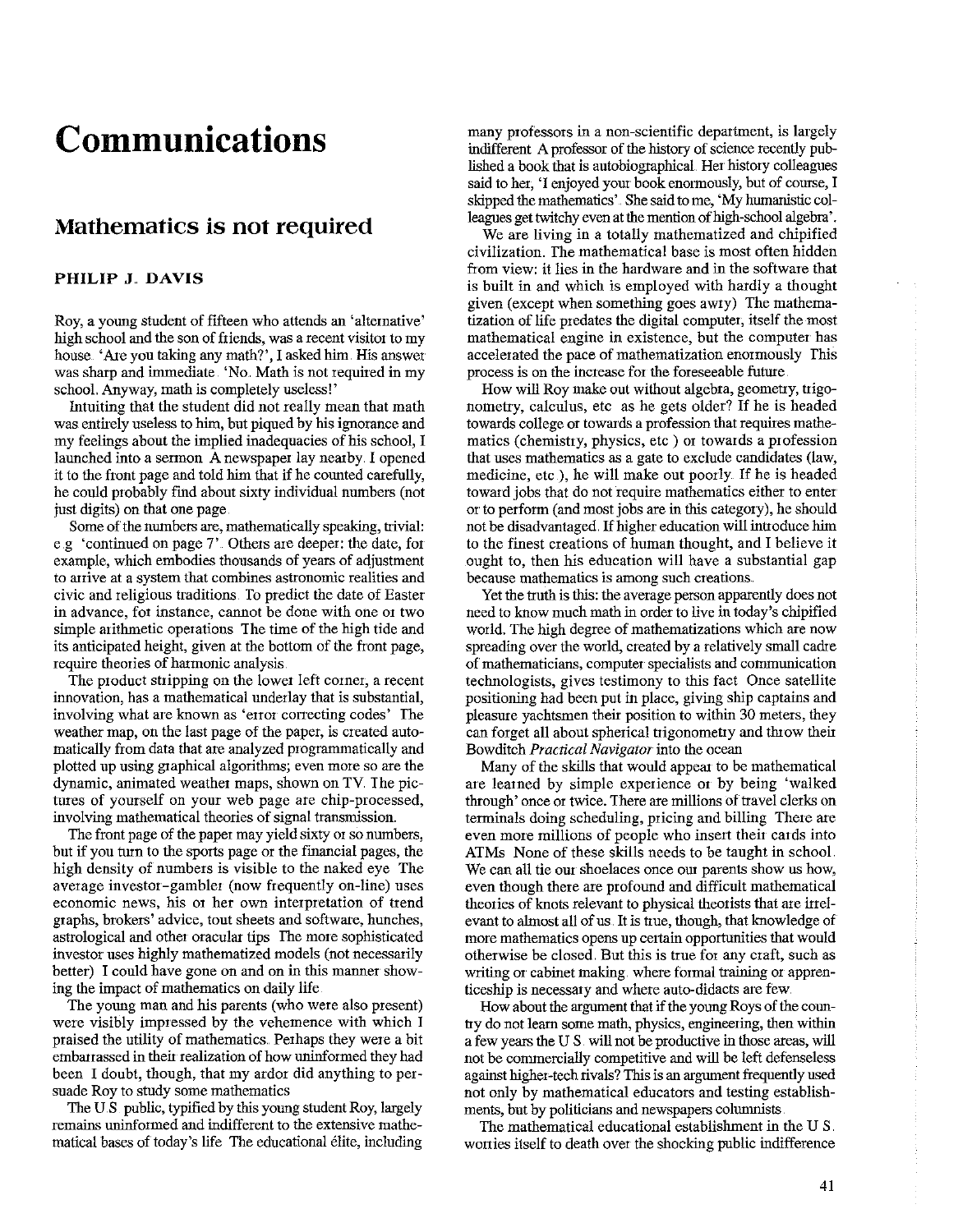# Communications

## Mathematics is not required

**PHILIP J. DAVIS**

Roy, a young student of fifteen who attends an 'alternative' high school and the son of friends, was a recent visitor to my house. 'Are you taking any math?', I asked him. His answer was sharp and immediate. 'No. Math is not required in my school. Anyway, math is completely useless!'

Intuiting that the student did not really mean that math was entirely useless to him, but piqued by his ignorance and my feelings about the implied inadequacies of his school, I launched into a sermon. A newspaper lay nearby. I opened it to the front page and told him that if he counted carefully, he could probably find about sixty individual numbers (not just digits) on that one page.

Some of the numbers are, mathematically speaking, trivial: e.g. 'continued on page 7'. Others are deeper: the date, for example, which embodies thousands of years of adjustment to arrive at a system that combines astronomic realities and civic and religious traditions. To predict the date of Easter in advance, for instance, cannot be done with one or two simple arithmetic operations. The time of the high tide and its anticipated height, given at the bottom of the front page, require theories of harmonic analysis.

The product stripping on the lower left corner, a recent innovation, has a mathematical underlay that is substantial, involving what are known as 'error correcting codes'. The weather map, on the last page of the paper, is created automatically from data that are analyzed programmatically and plotted up using graphical algorithms; even more so are the dynamic, animated weather maps, shown on TV. The pictures of yourself on your web page are chip-processed, involving mathematical theories of signal transmission.

The front page of the paper may yield sixty or so numbers, but if you turn to the sports page or the financial pages, the high density of numbers is visible to the naked eye. The average investor–gambler (now frequently on-line) uses economic news, his or her own interpretation of trend graphs, brokers' advice, tout sheets and software, hunches, astrological and other oracular tips. The more sophisticated investor uses highly mathematized models (not necessarily better). I could have gone on and on in this manner showing the impact of mathematics on daily life.

The young man and his parents (who were also present) were visibly impressed by the vehemence with which I praised the utility of mathematics. Perhaps they were a bit embarrassed in their realization of how uninformed they had been. I doubt, though, that my ardor did anything to persuade Roy to study some mathematics.

The U.S. public, typified by this young student Roy, largely remains uninformed and indifferent to the extensive mathematical bases of today's life. The educational élite, including many professors in a non-scientific department, is largely indifferent. A professor of the history of science recently published a book that is autobiographical. Her history colleagues said to her, 'I enjoyed your book enormously, but of course, I skipped the mathematics'. She said to me, 'My humanistic colleagues get twitchy even at the mention of high-school algebra'.

We are living in a totally mathematized and chipified civilization. The mathematical base is most often hidden from view: it lies in the hardware and in the software that is built in and which is employed with hardly a thought given (except when something goes awry). The mathematization of life predates the digital computer, itself the most mathematical engine in existence, but the computer has accelerated the pace of mathematization enormously. This process is on the increase for the foreseeable future.

How will Roy make out without algebra, geometry, trigonometry, calculus, etc. as he gets older? If he is headed towards college or towards a profession that requires mathematics (chemistry, physics, etc.) or towards a profession that uses mathematics as a gate to exclude candidates (law, medicine, etc.), he will make out poorly. If he is headed toward jobs that do not require mathematics either to enter or to perform (and most jobs are in this category), he should not be disadvantaged. If higher education will introduce him to the finest creations of human thought, and I believe it ought to, then his education will have a substantial gap because mathematics is among such creations.

Yet the truth is this: the average person apparently does not need to know much math in order to live in today's chipified world. The high degree of mathematizations which are now spreading over the world, created by a relatively small cadre of mathematicians, computer specialists and communication technologists, gives testimony to this fact. Once satellite positioning had been put in place, giving ship captains and pleasure yachtsmen their position to within 30 meters, they can forget all about spherical trigonometry and throw their Bowditch *Practical Navigator* into the ocean.

Many of the skills that would appear to be mathematical are learned by simple experience or by being 'walked through' once or twice. There are millions of travel clerks on terminals doing scheduling, pricing and billing. There are even more millions of people who insert their cards into ATMs. None of these skills needs to be taught in school. We can all tie our shoelaces once our parents show us how, even though there are profound and difficult mathematical theories of knots relevant to physical theorists that are irrelevant to almost all of us. It is true, though, that knowledge of more mathematics opens up certain opportunities that would otherwise be closed. But this is true for any craft, such as writing or cabinet making, where formal training or apprenticeship is necessary and where auto-didacts are few.

How about the argument that if the young Roys of the country do not learn some math, physics, engineering, then within a few years the U.S. will not be productive in those areas, will not be commercially competitive and will be left defenseless against higher-tech rivals? This is an argument frequently used not only by mathematical educators and testing establishments, but by politicians and newspapers columnists.

The mathematical educational establishment in the U.S. worries itself to death over the shocking public indifference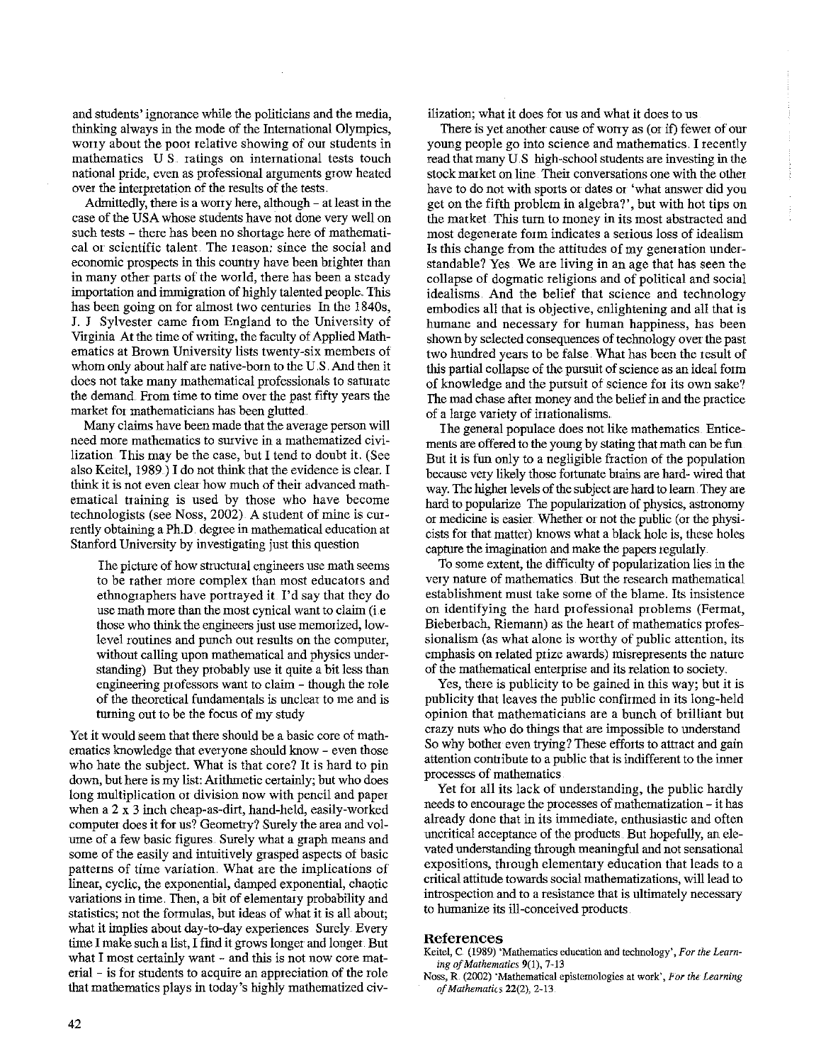and students' ignorance while the politicians and the media, thinking always in the mode of the International Olympics, worry about the poor relative showing of our students in mathematics U S. ratings on international tests touch national pride, even as professional arguments grow heated over the interpretation of the results of the tests.

Admittedly, there is a worry here, although – at least in the case of the USA whose students have not done very well on such tests – there has been no shortage here of mathematical or scientific talent. The reason: since the social and economic prospects in this country have been brighter than in many other parts of the world, there has been a steady importation and immigration of highly talented people. This has been going on for almost two centuries In the 1840s, J. J Sylvester came from England to the University of Virginia At the time of writing, the faculty of Applied Mathematics at Brown University lists twenty-six members of whom only about half are native-born to the U.S. And then it does not take many mathematical professionals to saturate the demand. From time to time over the past fifty years the market for mathematicians has been glutted.

Many claims have been made that the average person will need more mathematics to survive in a mathematized civilization This may be the case, but I tend to doubt it. (See also Keitel, 1989.) I do not think that the evidence is clear. I think it is not even clear how much of their advanced mathematical training is used by those who have become technologists (see Noss, 2002). A student of mine is currently obtaining a Ph.D. degree in mathematical education at Stanford University by investigating just this question

> The picture of how structural engineers use math seems to be rather more complex than most educators and ethnographers have portrayed it I'd say that they do use math more than the most cynical want to claim (i.e those who think the engineers just use memorized, low-level routines and punch out results on the computer, without calling upon mathematical and physics understanding) But they probably use it quite a bit less than engineering professors want to claim – though the role of the theoretical fundamentals is unclear to me and is turning out to be the focus of my study

Yet it would seem that there should be a basic core of mathematics knowledge that everyone should know – even those who hate the subject. What is that core? It is hard to pin down, but here is my list: Arithmetic certainly; but who does long multiplication or division now with pencil and paper when a 2 x 3 inch cheap-as-dirt, hand-held, easily-worked computer does it for us? Geometry? Surely the area and volume of a few basic figures. Surely what a graph means and some of the easily and intuitively grasped aspects of basic patterns of time variation. What are the implications of linear, cyclic, the exponential, damped exponential, chaotic variations in time. Then, a bit of elementary probability and statistics; not the formulas, but ideas of what it is all about; what it implies about day-to-day experiences Surely. Every time I make such a list, I find it grows longer and longer. But what I most certainly want – and this is not now core material – is for students to acquire an appreciation of the role that mathematics plays in today's highly mathematized civilization; what it does for us and what it does to us

There is yet another cause of worry as (or if) fewer of our young people go into science and mathematics. I recently read that many U.S high-school students are investing in the stock market on line Their conversations one with the other have to do not with sports or dates or 'what answer did you get on the fifth problem in algebra?', but with hot tips on the market This turn to money in its most abstracted and most degenerate form indicates a serious loss of idealism Is this change from the attitudes of my generation understandable? Yes We are living in an age that has seen the collapse of dogmatic religions and of political and social idealisms. And the belief that science and technology embodies all that is objective, enlightening and all that is humane and necessary for human happiness, has been shown by selected consequences of technology over the past two hundred years to be false. What has been the result of this partial collapse of the pursuit of science as an ideal form of knowledge and the pursuit of science for its own sake? The mad chase after money and the belief in and the practice of a large variety of irrationalisms.

The general populace does not like mathematics Enticements are offered to the young by stating that math can be fun But it is fun only to a negligible fraction of the population because very likely those fortunate brains are hard- wired that way. The higher levels of the subject are hard to learn. They are hard to popularize The popularization of physics, astronomy or medicine is easier Whether or not the public (or the physicists for that matter) knows what a black hole is, these holes capture the imagination and make the papers regularly.

To some extent, the difficulty of popularization lies in the very nature of mathematics But the research mathematical establishment must take some of the blame. Its insistence on identifying the hard professional problems (Fermat, Bieberbach, Riemann) as the heart of mathematics professionalism (as what alone is worthy of public attention, its emphasis on related prize awards) misrepresents the nature of the mathematical enterprise and its relation to society.

Yes, there is publicity to be gained in this way; but it is publicity that leaves the public confirmed in its long-held opinion that mathematicians are a bunch of brilliant but crazy nuts who do things that are impossible to understand So why bother even trying? These efforts to attract and gain attention contribute to a public that is indifferent to the inner processes of mathematics

Yet for all its lack of understanding, the public hardly needs to encourage the processes of mathematization – it has already done that in its immediate, enthusiastic and often uncritical acceptance of the products But hopefully, an elevated understanding through meaningful and not sensational expositions, through elementary education that leads to a critical attitude towards social mathematizations, will lead to introspection and to a resistance that is ultimately necessary to humanize its ill-conceived products

## References

Keitel, C (1989) 'Mathematics education and technology', *For the Learning of Mathematics* 9(1), 7-13

Noss, R (2002) 'Mathematical epistemologies at work', *For the Learning of Mathematics* 22(2), 2-13